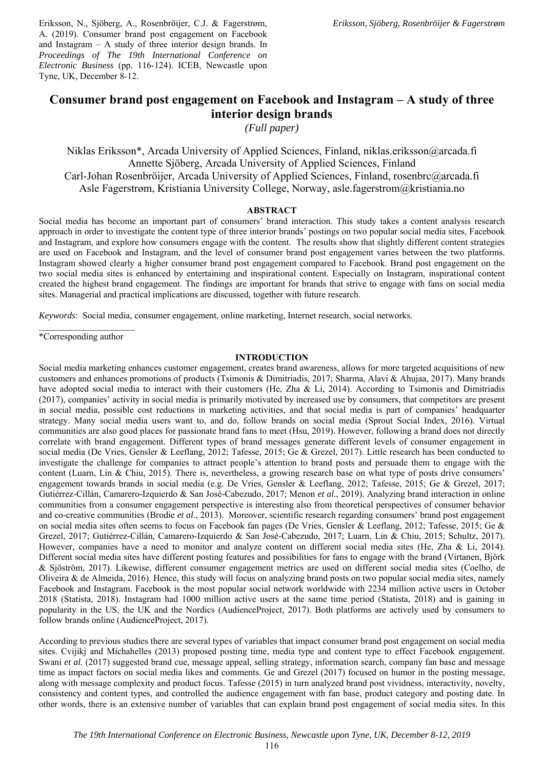Eriksson, N., Sjöberg, A., Rosenbröijer, C.J. & Fagerstrøm, A. (2019). Consumer brand post engagement on Facebook and Instagram – A study of three interior design brands. In *Proceedings of The 19th International Conference on Electronic Business* (pp. 116-124). ICEB, Newcastle upon Tyne, UK, December 8-12.

# Consumer brand post engagement on Facebook and Instagram – A study of three interior design brands

*(Full paper)*

Niklas Eriksson*, Arcada University of Applied Sciences, Finland, niklas.eriksson@arcada.fi
Annette Sjöberg, Arcada University of Applied Sciences, Finland
Carl-Johan Rosenbröijer, Arcada University of Applied Sciences, Finland, rosenbrc@arcada.fi
Asle Fagerstrøm, Kristiania University College, Norway, asle.fagerstrom@kristiania.no

## ABSTRACT

Social media has become an important part of consumers' brand interaction. This study takes a content analysis research approach in order to investigate the content type of three interior brands' postings on two popular social media sites, Facebook and Instagram, and explore how consumers engage with the content. The results show that slightly different content strategies are used on Facebook and Instagram, and the level of consumer brand post engagement varies between the two platforms. Instagram showed clearly a higher consumer brand post engagement compared to Facebook. Brand post engagement on the two social media sites is enhanced by entertaining and inspirational content. Especially on Instagram, inspirational content created the highest brand engagement. The findings are important for brands that strive to engage with fans on social media sites. Managerial and practical implications are discussed, together with future research.

*Keywords*: Social media, consumer engagement, online marketing, Internet research, social networks.

\*Corresponding author

## INTRODUCTION

Social media marketing enhances customer engagement, creates brand awareness, allows for more targeted acquisitions of new customers and enhances promotions of products (Tsimonis & Dimitriadis, 2017; Sharma, Alavi & Ahujaa, 2017). Many brands have adopted social media to interact with their customers (He, Zha & Li, 2014). According to Tsimonis and Dimitriadis (2017), companies' activity in social media is primarily motivated by increased use by consumers, that competitors are present in social media, possible cost reductions in marketing activities, and that social media is part of companies' headquarter strategy. Many social media users want to, and do, follow brands on social media (Sprout Social Index, 2016). Virtual communities are also good places for passionate brand fans to meet (Hsu, 2019). However, following a brand does not directly correlate with brand engagement. Different types of brand messages generate different levels of consumer engagement in social media (De Vries, Gensler & Leeflang, 2012; Tafesse, 2015; Ge & Grezel, 2017). Little research has been conducted to investigate the challenge for companies to attract people's attention to brand posts and persuade them to engage with the content (Luarn, Lin & Chiu, 2015). There is, nevertheless, a growing research base on what type of posts drive consumers' engagement towards brands in social media (e.g. De Vries, Gensler & Leeflang, 2012; Tafesse, 2015; Ge & Grezel, 2017; Gutiérrez-Cillán, Camarero-Izquierdo & San José-Cabezudo, 2017; Menon *et al.*, 2019). Analyzing brand interaction in online communities from a consumer engagement perspective is interesting also from theoretical perspectives of consumer behavior and co-creative communities (Brodie *et al.*, 2013). Moreover, scientific research regarding consumers' brand post engagement on social media sites often seems to focus on Facebook fan pages (De Vries, Gensler & Leeflang, 2012; Tafesse, 2015; Ge & Grezel, 2017; Gutiérrez-Cillán, Camarero-Izquierdo & San José-Cabezudo, 2017; Luarn, Lin & Chiu, 2015; Schultz, 2017). However, companies have a need to monitor and analyze content on different social media sites (He, Zha & Li, 2014). Different social media sites have different posting features and possibilities for fans to engage with the brand (Virtanen, Björk & Sjöström, 2017). Likewise, different consumer engagement metrics are used on different social media sites (Coelho, de Oliveira & de Almeida, 2016). Hence, this study will focus on analyzing brand posts on two popular social media sites, namely Facebook and Instagram. Facebook is the most popular social network worldwide with 2234 million active users in October 2018 (Statista, 2018). Instagram had 1000 million active users at the same time period (Statista, 2018) and is gaining in popularity in the US, the UK and the Nordics (AudienceProject, 2017). Both platforms are actively used by consumers to follow brands online (AudienceProject, 2017).

According to previous studies there are several types of variables that impact consumer brand post engagement on social media sites. Cvijikj and Michahelles (2013) proposed posting time, media type and content type to effect Facebook engagement. Swani *et al.* (2017) suggested brand cue, message appeal, selling strategy, information search, company fan base and message time as impact factors on social media likes and comments. Ge and Grezel (2017) focused on humor in the posting message, along with message complexity and product focus. Tafesse (2015) in turn analyzed brand post vividness, interactivity, novelty, consistency and content types, and controlled the audience engagement with fan base, product category and posting date. In other words, there is an extensive number of variables that can explain brand post engagement of social media sites. In this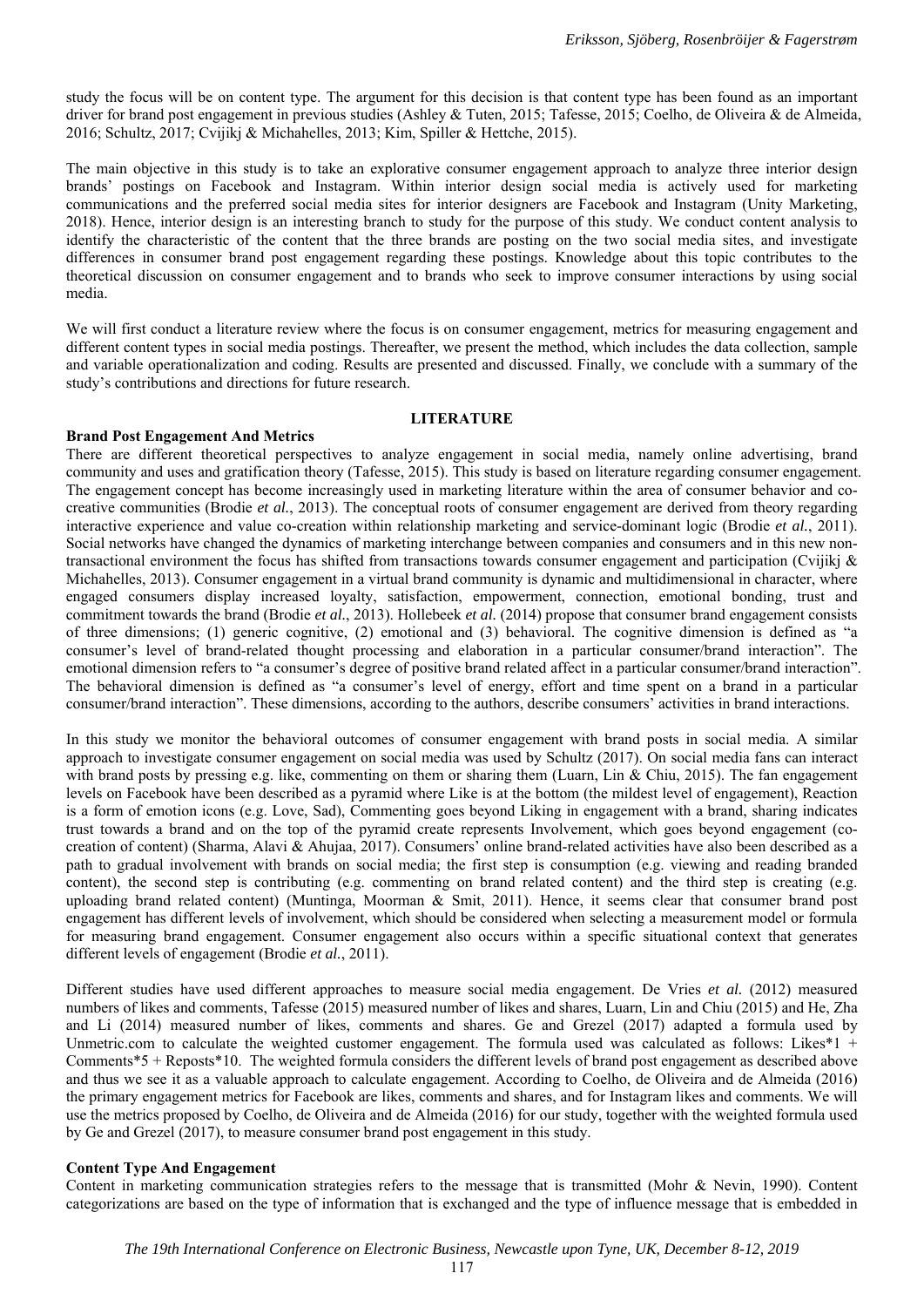study the focus will be on content type. The argument for this decision is that content type has been found as an important driver for brand post engagement in previous studies (Ashley & Tuten, 2015; Tafesse, 2015; Coelho, de Oliveira & de Almeida, 2016; Schultz, 2017; Cvijikj & Michahelles, 2013; Kim, Spiller & Hettche, 2015).

The main objective in this study is to take an explorative consumer engagement approach to analyze three interior design brands' postings on Facebook and Instagram. Within interior design social media is actively used for marketing communications and the preferred social media sites for interior designers are Facebook and Instagram (Unity Marketing, 2018). Hence, interior design is an interesting branch to study for the purpose of this study. We conduct content analysis to identify the characteristic of the content that the three brands are posting on the two social media sites, and investigate differences in consumer brand post engagement regarding these postings. Knowledge about this topic contributes to the theoretical discussion on consumer engagement and to brands who seek to improve consumer interactions by using social media.

We will first conduct a literature review where the focus is on consumer engagement, metrics for measuring engagement and different content types in social media postings. Thereafter, we present the method, which includes the data collection, sample and variable operationalization and coding. Results are presented and discussed. Finally, we conclude with a summary of the study's contributions and directions for future research.

## LITERATURE

### Brand Post Engagement And Metrics

There are different theoretical perspectives to analyze engagement in social media, namely online advertising, brand community and uses and gratification theory (Tafesse, 2015). This study is based on literature regarding consumer engagement. The engagement concept has become increasingly used in marketing literature within the area of consumer behavior and co-creative communities (Brodie *et al.*, 2013). The conceptual roots of consumer engagement are derived from theory regarding interactive experience and value co-creation within relationship marketing and service-dominant logic (Brodie *et al.*, 2011). Social networks have changed the dynamics of marketing interchange between companies and consumers and in this new non-transactional environment the focus has shifted from transactions towards consumer engagement and participation (Cvijikj & Michahelles, 2013). Consumer engagement in a virtual brand community is dynamic and multidimensional in character, where engaged consumers display increased loyalty, satisfaction, empowerment, connection, emotional bonding, trust and commitment towards the brand (Brodie *et al.*, 2013). Hollebeek *et al.* (2014) propose that consumer brand engagement consists of three dimensions; (1) generic cognitive, (2) emotional and (3) behavioral. The cognitive dimension is defined as "a consumer's level of brand-related thought processing and elaboration in a particular consumer/brand interaction". The emotional dimension refers to "a consumer's degree of positive brand related affect in a particular consumer/brand interaction". The behavioral dimension is defined as "a consumer's level of energy, effort and time spent on a brand in a particular consumer/brand interaction". These dimensions, according to the authors, describe consumers' activities in brand interactions.

In this study we monitor the behavioral outcomes of consumer engagement with brand posts in social media. A similar approach to investigate consumer engagement on social media was used by Schultz (2017). On social media fans can interact with brand posts by pressing e.g. like, commenting on them or sharing them (Luarn, Lin & Chiu, 2015). The fan engagement levels on Facebook have been described as a pyramid where Like is at the bottom (the mildest level of engagement), Reaction is a form of emotion icons (e.g. Love, Sad), Commenting goes beyond Liking in engagement with a brand, sharing indicates trust towards a brand and on the top of the pyramid create represents Involvement, which goes beyond engagement (co-creation of content) (Sharma, Alavi & Ahujaa, 2017). Consumers' online brand-related activities have also been described as a path to gradual involvement with brands on social media; the first step is consumption (e.g. viewing and reading branded content), the second step is contributing (e.g. commenting on brand related content) and the third step is creating (e.g. uploading brand related content) (Muntinga, Moorman & Smit, 2011). Hence, it seems clear that consumer brand post engagement has different levels of involvement, which should be considered when selecting a measurement model or formula for measuring brand engagement. Consumer engagement also occurs within a specific situational context that generates different levels of engagement (Brodie *et al.*, 2011).

Different studies have used different approaches to measure social media engagement. De Vries *et al.* (2012) measured numbers of likes and comments, Tafesse (2015) measured number of likes and shares, Luarn, Lin and Chiu (2015) and He, Zha and Li (2014) measured number of likes, comments and shares. Ge and Grezel (2017) adapted a formula used by Unmetric.com to calculate the weighted customer engagement. The formula used was calculated as follows: Likes*1 + Comments*5 + Reposts*10. The weighted formula considers the different levels of brand post engagement as described above and thus we see it as a valuable approach to calculate engagement. According to Coelho, de Oliveira and de Almeida (2016) the primary engagement metrics for Facebook are likes, comments and shares, and for Instagram likes and comments. We will use the metrics proposed by Coelho, de Oliveira and de Almeida (2016) for our study, together with the weighted formula used by Ge and Grezel (2017), to measure consumer brand post engagement in this study.

### Content Type And Engagement

Content in marketing communication strategies refers to the message that is transmitted (Mohr & Nevin, 1990). Content categorizations are based on the type of information that is exchanged and the type of influence message that is embedded in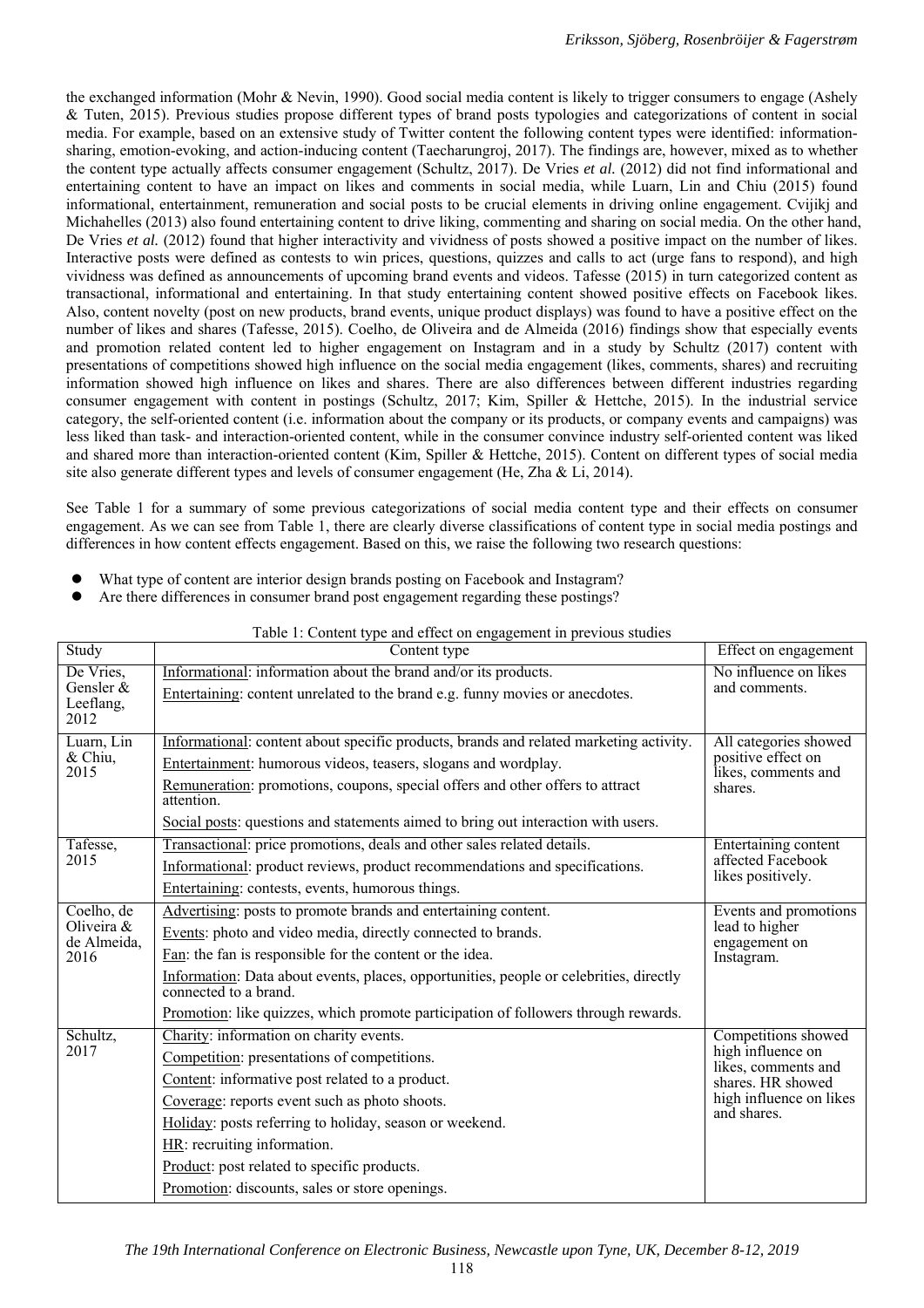the exchanged information (Mohr & Nevin, 1990). Good social media content is likely to trigger consumers to engage (Ashely & Tuten, 2015). Previous studies propose different types of brand posts typologies and categorizations of content in social media. For example, based on an extensive study of Twitter content the following content types were identified: information-sharing, emotion-evoking, and action-inducing content (Taecharungroj, 2017). The findings are, however, mixed as to whether the content type actually affects consumer engagement (Schultz, 2017). De Vries *et al.* (2012) did not find informational and entertaining content to have an impact on likes and comments in social media, while Luarn, Lin and Chiu (2015) found informational, entertainment, remuneration and social posts to be crucial elements in driving online engagement. Cvijikj and Michahelles (2013) also found entertaining content to drive liking, commenting and sharing on social media. On the other hand, De Vries *et al.* (2012) found that higher interactivity and vividness of posts showed a positive impact on the number of likes. Interactive posts were defined as contests to win prices, questions, quizzes and calls to act (urge fans to respond), and high vividness was defined as announcements of upcoming brand events and videos. Tafesse (2015) in turn categorized content as transactional, informational and entertaining. In that study entertaining content showed positive effects on Facebook likes. Also, content novelty (post on new products, brand events, unique product displays) was found to have a positive effect on the number of likes and shares (Tafesse, 2015). Coelho, de Oliveira and de Almeida (2016) findings show that especially events and promotion related content led to higher engagement on Instagram and in a study by Schultz (2017) content with presentations of competitions showed high influence on the social media engagement (likes, comments, shares) and recruiting information showed high influence on likes and shares. There are also differences between different industries regarding consumer engagement with content in postings (Schultz, 2017; Kim, Spiller & Hettche, 2015). In the industrial service category, the self-oriented content (i.e. information about the company or its products, or company events and campaigns) was less liked than task- and interaction-oriented content, while in the consumer convince industry self-oriented content was liked and shared more than interaction-oriented content (Kim, Spiller & Hettche, 2015). Content on different types of social media site also generate different types and levels of consumer engagement (He, Zha & Li, 2014).

See Table 1 for a summary of some previous categorizations of social media content type and their effects on consumer engagement. As we can see from Table 1, there are clearly diverse classifications of content type in social media postings and differences in how content effects engagement. Based on this, we raise the following two research questions:

- What type of content are interior design brands posting on Facebook and Instagram?
- Are there differences in consumer brand post engagement regarding these postings?

Table 1: Content type and effect on engagement in previous studies

| Study | Content type | Effect on engagement |
|---|---|---|
| De Vries, Gensler & Leeflang, 2012 | Informational: information about the brand and/or its products.<br>Entertaining: content unrelated to the brand e.g. funny movies or anecdotes. | No influence on likes and comments. |
| Luarn, Lin & Chiu, 2015 | Informational: content about specific products, brands and related marketing activity.<br>Entertainment: humorous videos, teasers, slogans and wordplay.<br>Remuneration: promotions, coupons, special offers and other offers to attract attention.<br>Social posts: questions and statements aimed to bring out interaction with users. | All categories showed positive effect on likes, comments and shares. |
| Tafesse, 2015 | Transactional: price promotions, deals and other sales related details.<br>Informational: product reviews, product recommendations and specifications.<br>Entertaining: contests, events, humorous things. | Entertaining content affected Facebook likes positively. |
| Coelho, de Oliveira & de Almeida, 2016 | Advertising: posts to promote brands and entertaining content.<br>Events: photo and video media, directly connected to brands.<br>Fan: the fan is responsible for the content or the idea.<br>Information: Data about events, places, opportunities, people or celebrities, directly connected to a brand.<br>Promotion: like quizzes, which promote participation of followers through rewards. | Events and promotions lead to higher engagement on Instagram. |
| Schultz, 2017 | Charity: information on charity events.<br>Competition: presentations of competitions.<br>Content: informative post related to a product.<br>Coverage: reports event such as photo shoots.<br>Holiday: posts referring to holiday, season or weekend.<br>HR: recruiting information.<br>Product: post related to specific products.<br>Promotion: discounts, sales or store openings. | Competitions showed high influence on likes, comments and shares. HR showed high influence on likes and shares. |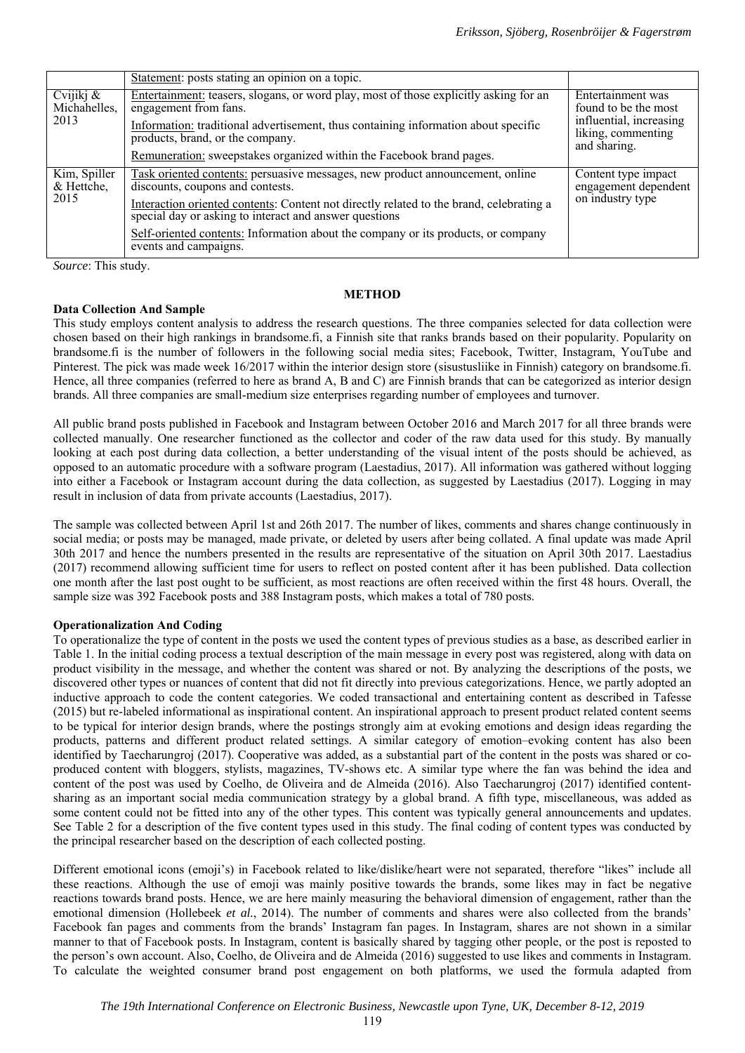|  | Statement: posts stating an opinion on a topic. |  |
| --- | --- | --- |
| Cvijikj & Michahelles, 2013 | Entertainment: teasers, slogans, or word play, most of those explicitly asking for an engagement from fans.<br><br>Information: traditional advertisement, thus containing information about specific products, brand, or the company.<br><br>Remuneration: sweepstakes organized within the Facebook brand pages. | Entertainment was found to be the most influential, increasing liking, commenting and sharing. |
| Kim, Spiller & Hettche, 2015 | Task oriented contents: persuasive messages, new product announcement, online discounts, coupons and contests.<br><br>Interaction oriented contents: Content not directly related to the brand, celebrating a special day or asking to interact and answer questions<br><br>Self-oriented contents: Information about the company or its products, or company events and campaigns. | Content type impact engagement dependent on industry type |

*Source*: This study.

## METHOD

### Data Collection And Sample

This study employs content analysis to address the research questions. The three companies selected for data collection were chosen based on their high rankings in brandsome.fi, a Finnish site that ranks brands based on their popularity. Popularity on brandsome.fi is the number of followers in the following social media sites; Facebook, Twitter, Instagram, YouTube and Pinterest. The pick was made week 16/2017 within the interior design store (sisustusliike in Finnish) category on brandsome.fi. Hence, all three companies (referred to here as brand A, B and C) are Finnish brands that can be categorized as interior design brands. All three companies are small-medium size enterprises regarding number of employees and turnover.

All public brand posts published in Facebook and Instagram between October 2016 and March 2017 for all three brands were collected manually. One researcher functioned as the collector and coder of the raw data used for this study. By manually looking at each post during data collection, a better understanding of the visual intent of the posts should be achieved, as opposed to an automatic procedure with a software program (Laestadius, 2017). All information was gathered without logging into either a Facebook or Instagram account during the data collection, as suggested by Laestadius (2017). Logging in may result in inclusion of data from private accounts (Laestadius, 2017).

The sample was collected between April 1st and 26th 2017. The number of likes, comments and shares change continuously in social media; or posts may be managed, made private, or deleted by users after being collated. A final update was made April 30th 2017 and hence the numbers presented in the results are representative of the situation on April 30th 2017. Laestadius (2017) recommend allowing sufficient time for users to reflect on posted content after it has been published. Data collection one month after the last post ought to be sufficient, as most reactions are often received within the first 48 hours. Overall, the sample size was 392 Facebook posts and 388 Instagram posts, which makes a total of 780 posts.

### Operationalization And Coding

To operationalize the type of content in the posts we used the content types of previous studies as a base, as described earlier in Table 1. In the initial coding process a textual description of the main message in every post was registered, along with data on product visibility in the message, and whether the content was shared or not. By analyzing the descriptions of the posts, we discovered other types or nuances of content that did not fit directly into previous categorizations. Hence, we partly adopted an inductive approach to code the content categories. We coded transactional and entertaining content as described in Tafesse (2015) but re-labeled informational as inspirational content. An inspirational approach to present product related content seems to be typical for interior design brands, where the postings strongly aim at evoking emotions and design ideas regarding the products, patterns and different product related settings. A similar category of emotion–evoking content has also been identified by Taecharungroj (2017). Cooperative was added, as a substantial part of the content in the posts was shared or co-produced content with bloggers, stylists, magazines, TV-shows etc. A similar type where the fan was behind the idea and content of the post was used by Coelho, de Oliveira and de Almeida (2016). Also Taecharungroj (2017) identified content-sharing as an important social media communication strategy by a global brand. A fifth type, miscellaneous, was added as some content could not be fitted into any of the other types. This content was typically general announcements and updates. See Table 2 for a description of the five content types used in this study. The final coding of content types was conducted by the principal researcher based on the description of each collected posting.

Different emotional icons (emoji's) in Facebook related to like/dislike/heart were not separated, therefore "likes" include all these reactions. Although the use of emoji was mainly positive towards the brands, some likes may in fact be negative reactions towards brand posts. Hence, we are here mainly measuring the behavioral dimension of engagement, rather than the emotional dimension (Hollebeek *et al.*, 2014). The number of comments and shares were also collected from the brands' Facebook fan pages and comments from the brands' Instagram fan pages. In Instagram, shares are not shown in a similar manner to that of Facebook posts. In Instagram, content is basically shared by tagging other people, or the post is reposted to the person's own account. Also, Coelho, de Oliveira and de Almeida (2016) suggested to use likes and comments in Instagram. To calculate the weighted consumer brand post engagement on both platforms, we used the formula adapted from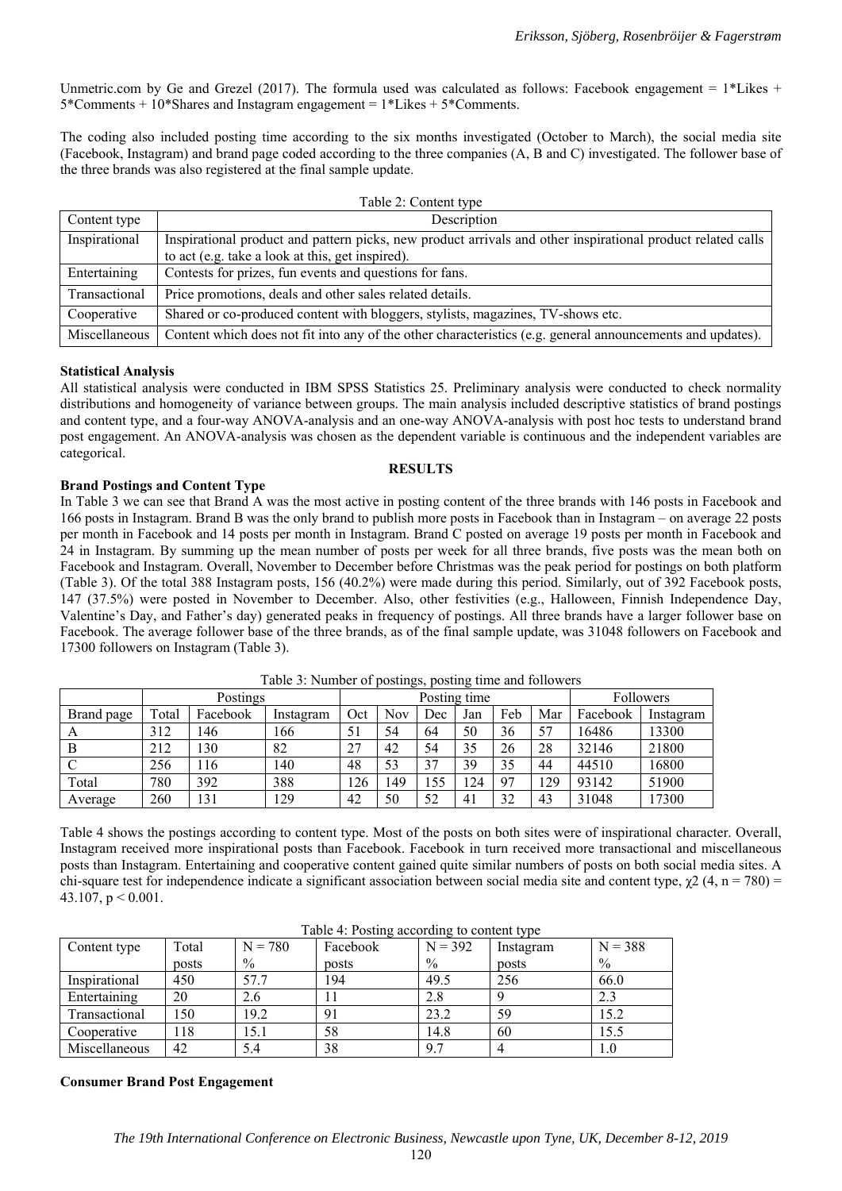Unmetric.com by Ge and Grezel (2017). The formula used was calculated as follows: Facebook engagement = 1*Likes + 5*Comments + 10*Shares and Instagram engagement = 1*Likes + 5*Comments.

The coding also included posting time according to the six months investigated (October to March), the social media site (Facebook, Instagram) and brand page coded according to the three companies (A, B and C) investigated. The follower base of the three brands was also registered at the final sample update.

Table 2: Content type

| Content type | Description |
|---|---|
| Inspirational | Inspirational product and pattern picks, new product arrivals and other inspirational product related calls to act (e.g. take a look at this, get inspired). |
| Entertaining | Contests for prizes, fun events and questions for fans. |
| Transactional | Price promotions, deals and other sales related details. |
| Cooperative | Shared or co-produced content with bloggers, stylists, magazines, TV-shows etc. |
| Miscellaneous | Content which does not fit into any of the other characteristics (e.g. general announcements and updates). |

**Statistical Analysis**

All statistical analysis were conducted in IBM SPSS Statistics 25. Preliminary analysis were conducted to check normality distributions and homogeneity of variance between groups. The main analysis included descriptive statistics of brand postings and content type, and a four-way ANOVA-analysis and an one-way ANOVA-analysis with post hoc tests to understand brand post engagement. An ANOVA-analysis was chosen as the dependent variable is continuous and the independent variables are categorical.

## RESULTS

**Brand Postings and Content Type**

In Table 3 we can see that Brand A was the most active in posting content of the three brands with 146 posts in Facebook and 166 posts in Instagram. Brand B was the only brand to publish more posts in Facebook than in Instagram – on average 22 posts per month in Facebook and 14 posts per month in Instagram. Brand C posted on average 19 posts per month in Facebook and 24 in Instagram. By summing up the mean number of posts per week for all three brands, five posts was the mean both on Facebook and Instagram. Overall, November to December before Christmas was the peak period for postings on both platform (Table 3). Of the total 388 Instagram posts, 156 (40.2%) were made during this period. Similarly, out of 392 Facebook posts, 147 (37.5%) were posted in November to December. Also, other festivities (e.g., Halloween, Finnish Independence Day, Valentine's Day, and Father's day) generated peaks in frequency of postings. All three brands have a larger follower base on Facebook. The average follower base of the three brands, as of the final sample update, was 31048 followers on Facebook and 17300 followers on Instagram (Table 3).

Table 3: Number of postings, posting time and followers

| | Postings | | | Posting time | | | | | | Followers | |
|---|---|---|---|---|---|---|---|---|---|---|---|
| Brand page | Total | Facebook | Instagram | Oct | Nov | Dec | Jan | Feb | Mar | Facebook | Instagram |
| A | 312 | 146 | 166 | 51 | 54 | 64 | 50 | 36 | 57 | 16486 | 13300 |
| B | 212 | 130 | 82 | 27 | 42 | 54 | 35 | 26 | 28 | 32146 | 21800 |
| C | 256 | 116 | 140 | 48 | 53 | 37 | 39 | 35 | 44 | 44510 | 16800 |
| Total | 780 | 392 | 388 | 126 | 149 | 155 | 124 | 97 | 129 | 93142 | 51900 |
| Average | 260 | 131 | 129 | 42 | 50 | 52 | 41 | 32 | 43 | 31048 | 17300 |

Table 4 shows the postings according to content type. Most of the posts on both sites were of inspirational character. Overall, Instagram received more inspirational posts than Facebook. Facebook in turn received more transactional and miscellaneous posts than Instagram. Entertaining and cooperative content gained quite similar numbers of posts on both social media sites. A chi-square test for independence indicate a significant association between social media site and content type, $\chi 2$ (4, n = 780) = 43.107, $p < 0.001$.

Table 4: Posting according to content type

| Content type | Total posts | N = 780 % | Facebook posts | N = 392 % | Instagram posts | N = 388 % |
|---|---|---|---|---|---|---|
| Inspirational | 450 | 57.7 | 194 | 49.5 | 256 | 66.0 |
| Entertaining | 20 | 2.6 | 11 | 2.8 | 9 | 2.3 |
| Transactional | 150 | 19.2 | 91 | 23.2 | 59 | 15.2 |
| Cooperative | 118 | 15.1 | 58 | 14.8 | 60 | 15.5 |
| Miscellaneous | 42 | 5.4 | 38 | 9.7 | 4 | 1.0 |

**Consumer Brand Post Engagement**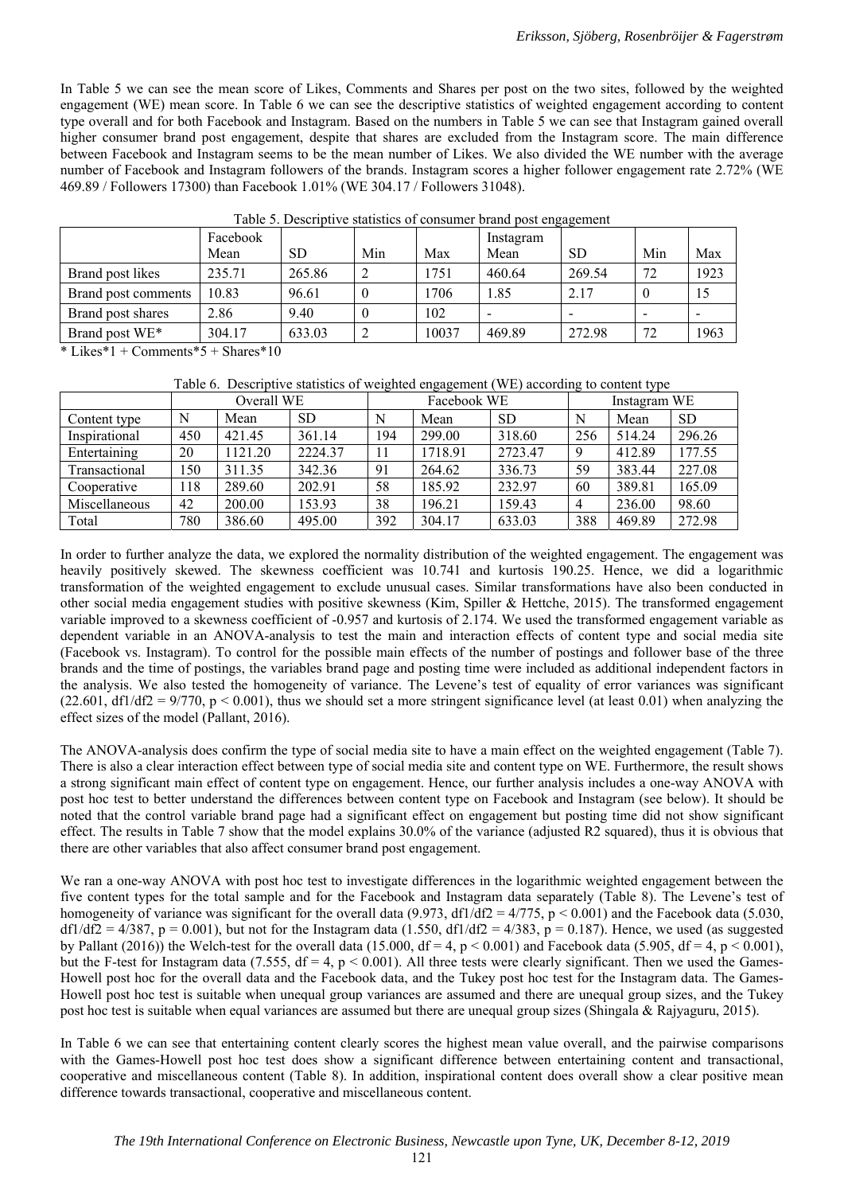In Table 5 we can see the mean score of Likes, Comments and Shares per post on the two sites, followed by the weighted engagement (WE) mean score. In Table 6 we can see the descriptive statistics of weighted engagement according to content type overall and for both Facebook and Instagram. Based on the numbers in Table 5 we can see that Instagram gained overall higher consumer brand post engagement, despite that shares are excluded from the Instagram score. The main difference between Facebook and Instagram seems to be the mean number of Likes. We also divided the WE number with the average number of Facebook and Instagram followers of the brands. Instagram scores a higher follower engagement rate 2.72% (WE 469.89 / Followers 17300) than Facebook 1.01% (WE 304.17 / Followers 31048).

Table 5. Descriptive statistics of consumer brand post engagement

| | Facebook Mean | SD | Min | Max | Instagram Mean | SD | Min | Max |
|---|---|---|---|---|---|---|---|---|
| Brand post likes | 235.71 | 265.86 | 2 | 1751 | 460.64 | 269.54 | 72 | 1923 |
| Brand post comments | 10.83 | 96.61 | 0 | 1706 | 1.85 | 2.17 | 0 | 15 |
| Brand post shares | 2.86 | 9.40 | 0 | 102 | - | - | - | - |
| Brand post WE* | 304.17 | 633.03 | 2 | 10037 | 469.89 | 272.98 | 72 | 1963 |

\* Likes*1 + Comments*5 + Shares*10

Table 6. Descriptive statistics of weighted engagement (WE) according to content type

| | Overall WE | | | Facebook WE | | | Instagram WE | | |
|---|---|---|---|---|---|---|---|---|---|
| Content type | N | Mean | SD | N | Mean | SD | N | Mean | SD |
| Inspirational | 450 | 421.45 | 361.14 | 194 | 299.00 | 318.60 | 256 | 514.24 | 296.26 |
| Entertaining | 20 | 1121.20 | 2224.37 | 11 | 1718.91 | 2723.47 | 9 | 412.89 | 177.55 |
| Transactional | 150 | 311.35 | 342.36 | 91 | 264.62 | 336.73 | 59 | 383.44 | 227.08 |
| Cooperative | 118 | 289.60 | 202.91 | 58 | 185.92 | 232.97 | 60 | 389.81 | 165.09 |
| Miscellaneous | 42 | 200.00 | 153.93 | 38 | 196.21 | 159.43 | 4 | 236.00 | 98.60 |
| Total | 780 | 386.60 | 495.00 | 392 | 304.17 | 633.03 | 388 | 469.89 | 272.98 |

In order to further analyze the data, we explored the normality distribution of the weighted engagement. The engagement was heavily positively skewed. The skewness coefficient was 10.741 and kurtosis 190.25. Hence, we did a logarithmic transformation of the weighted engagement to exclude unusual cases. Similar transformations have also been conducted in other social media engagement studies with positive skewness (Kim, Spiller & Hettche, 2015). The transformed engagement variable improved to a skewness coefficient of -0.957 and kurtosis of 2.174. We used the transformed engagement variable as dependent variable in an ANOVA-analysis to test the main and interaction effects of content type and social media site (Facebook vs. Instagram). To control for the possible main effects of the number of postings and follower base of the three brands and the time of postings, the variables brand page and posting time were included as additional independent factors in the analysis. We also tested the homogeneity of variance. The Levene's test of equality of error variances was significant (22.601, df1/df2 = 9/770, $p < 0.001$), thus we should set a more stringent significance level (at least 0.01) when analyzing the effect sizes of the model (Pallant, 2016).

The ANOVA-analysis does confirm the type of social media site to have a main effect on the weighted engagement (Table 7). There is also a clear interaction effect between type of social media site and content type on WE. Furthermore, the result shows a strong significant main effect of content type on engagement. Hence, our further analysis includes a one-way ANOVA with post hoc test to better understand the differences between content type on Facebook and Instagram (see below). It should be noted that the control variable brand page had a significant effect on engagement but posting time did not show significant effect. The results in Table 7 show that the model explains 30.0% of the variance (adjusted R2 squared), thus it is obvious that there are other variables that also affect consumer brand post engagement.

We ran a one-way ANOVA with post hoc test to investigate differences in the logarithmic weighted engagement between the five content types for the total sample and for the Facebook and Instagram data separately (Table 8). The Levene's test of homogeneity of variance was significant for the overall data (9.973, df1/df2 = 4/775, $p < 0.001$) and the Facebook data (5.030, df1/df2 = 4/387, $p = 0.001$), but not for the Instagram data (1.550, df1/df2 = 4/383, $p = 0.187$). Hence, we used (as suggested by Pallant (2016)) the Welch-test for the overall data (15.000, df = 4, $p < 0.001$) and Facebook data (5.905, df = 4, $p < 0.001$), but the F-test for Instagram data (7.555, df = 4, $p < 0.001$). All three tests were clearly significant. Then we used the Games-Howell post hoc for the overall data and the Facebook data, and the Tukey post hoc test for the Instagram data. The Games-Howell post hoc test is suitable when unequal group variances are assumed and there are unequal group sizes, and the Tukey post hoc test is suitable when equal variances are assumed but there are unequal group sizes (Shingala & Rajyaguru, 2015).

In Table 6 we can see that entertaining content clearly scores the highest mean value overall, and the pairwise comparisons with the Games-Howell post hoc test does show a significant difference between entertaining content and transactional, cooperative and miscellaneous content (Table 8). In addition, inspirational content does overall show a clear positive mean difference towards transactional, cooperative and miscellaneous content.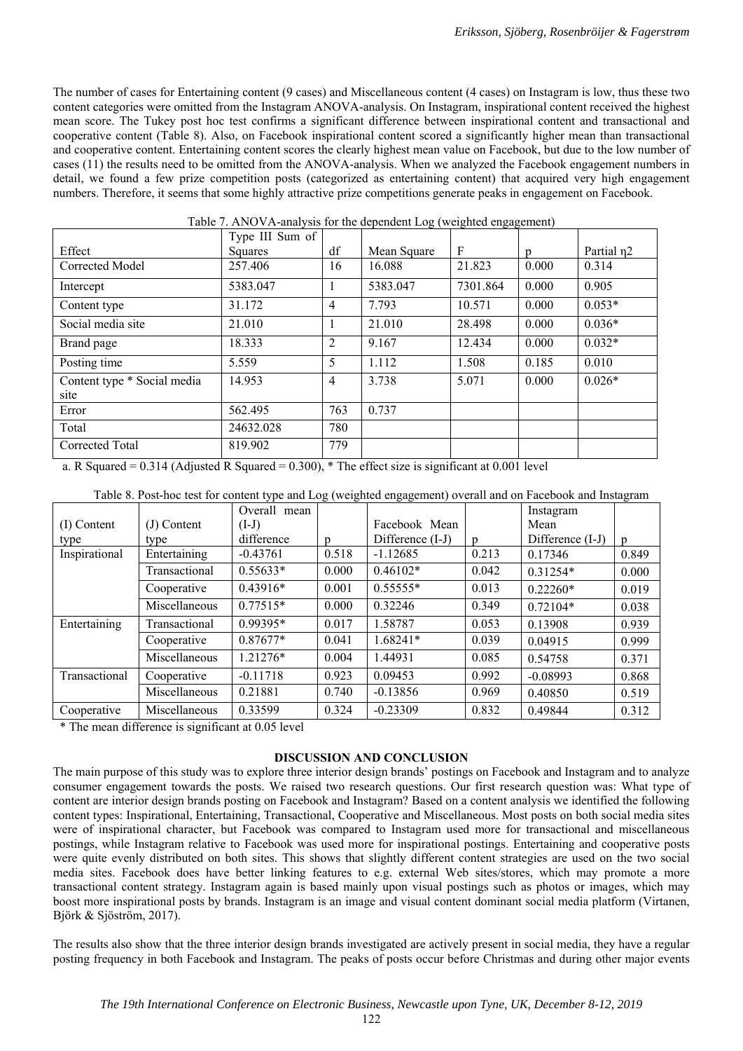The number of cases for Entertaining content (9 cases) and Miscellaneous content (4 cases) on Instagram is low, thus these two content categories were omitted from the Instagram ANOVA-analysis. On Instagram, inspirational content received the highest mean score. The Tukey post hoc test confirms a significant difference between inspirational content and transactional and cooperative content (Table 8). Also, on Facebook inspirational content scored a significantly higher mean than transactional and cooperative content. Entertaining content scores the clearly highest mean value on Facebook, but due to the low number of cases (11) the results need to be omitted from the ANOVA-analysis. When we analyzed the Facebook engagement numbers in detail, we found a few prize competition posts (categorized as entertaining content) that acquired very high engagement numbers. Therefore, it seems that some highly attractive prize competitions generate peaks in engagement on Facebook.

Table 7. ANOVA-analysis for the dependent Log (weighted engagement)

| Effect | Type III Sum of Squares | df | Mean Square | F | p | Partial η2 |
|---|---|---|---|---|---|---|
| Corrected Model | 257.406 | 16 | 16.088 | 21.823 | 0.000 | 0.314 |
| Intercept | 5383.047 | 1 | 5383.047 | 7301.864 | 0.000 | 0.905 |
| Content type | 31.172 | 4 | 7.793 | 10.571 | 0.000 | 0.053* |
| Social media site | 21.010 | 1 | 21.010 | 28.498 | 0.000 | 0.036* |
| Brand page | 18.333 | 2 | 9.167 | 12.434 | 0.000 | 0.032* |
| Posting time | 5.559 | 5 | 1.112 | 1.508 | 0.185 | 0.010 |
| Content type * Social media site | 14.953 | 4 | 3.738 | 5.071 | 0.000 | 0.026* |
| Error | 562.495 | 763 | 0.737 | | | |
| Total | 24632.028 | 780 | | | | |
| Corrected Total | 819.902 | 779 | | | | |

a. R Squared = 0.314 (Adjusted R Squared = 0.300), * The effect size is significant at 0.001 level

Table 8. Post-hoc test for content type and Log (weighted engagement) overall and on Facebook and Instagram

| (I) Content type | (J) Content type | Overall mean (I-J) difference | p | Facebook Mean Difference (I-J) | p | Instagram Mean Difference (I-J) | p |
|---|---|---|---|---|---|---|---|
| Inspirational | Entertaining | -0.43761 | 0.518 | -1.12685 | 0.213 | 0.17346 | 0.849 |
| | Transactional | 0.55633* | 0.000 | 0.46102* | 0.042 | 0.31254* | 0.000 |
| | Cooperative | 0.43916* | 0.001 | 0.55555* | 0.013 | 0.22260* | 0.019 |
| | Miscellaneous | 0.77515* | 0.000 | 0.32246 | 0.349 | 0.72104* | 0.038 |
| Entertaining | Transactional | 0.99395* | 0.017 | 1.58787 | 0.053 | 0.13908 | 0.939 |
| | Cooperative | 0.87677* | 0.041 | 1.68241* | 0.039 | 0.04915 | 0.999 |
| | Miscellaneous | 1.21276* | 0.004 | 1.44931 | 0.085 | 0.54758 | 0.371 |
| Transactional | Cooperative | -0.11718 | 0.923 | 0.09453 | 0.992 | -0.08993 | 0.868 |
| | Miscellaneous | 0.21881 | 0.740 | -0.13856 | 0.969 | 0.40850 | 0.519 |
| Cooperative | Miscellaneous | 0.33599 | 0.324 | -0.23309 | 0.832 | 0.49844 | 0.312 |

* The mean difference is significant at 0.05 level

## DISCUSSION AND CONCLUSION

The main purpose of this study was to explore three interior design brands' postings on Facebook and Instagram and to analyze consumer engagement towards the posts. We raised two research questions. Our first research question was: What type of content are interior design brands posting on Facebook and Instagram? Based on a content analysis we identified the following content types: Inspirational, Entertaining, Transactional, Cooperative and Miscellaneous. Most posts on both social media sites were of inspirational character, but Facebook was compared to Instagram used more for transactional and miscellaneous postings, while Instagram relative to Facebook was used more for inspirational postings. Entertaining and cooperative posts were quite evenly distributed on both sites. This shows that slightly different content strategies are used on the two social media sites. Facebook does have better linking features to e.g. external Web sites/stores, which may promote a more transactional content strategy. Instagram again is based mainly upon visual postings such as photos or images, which may boost more inspirational posts by brands. Instagram is an image and visual content dominant social media platform (Virtanen, Björk & Sjöström, 2017).

The results also show that the three interior design brands investigated are actively present in social media, they have a regular posting frequency in both Facebook and Instagram. The peaks of posts occur before Christmas and during other major events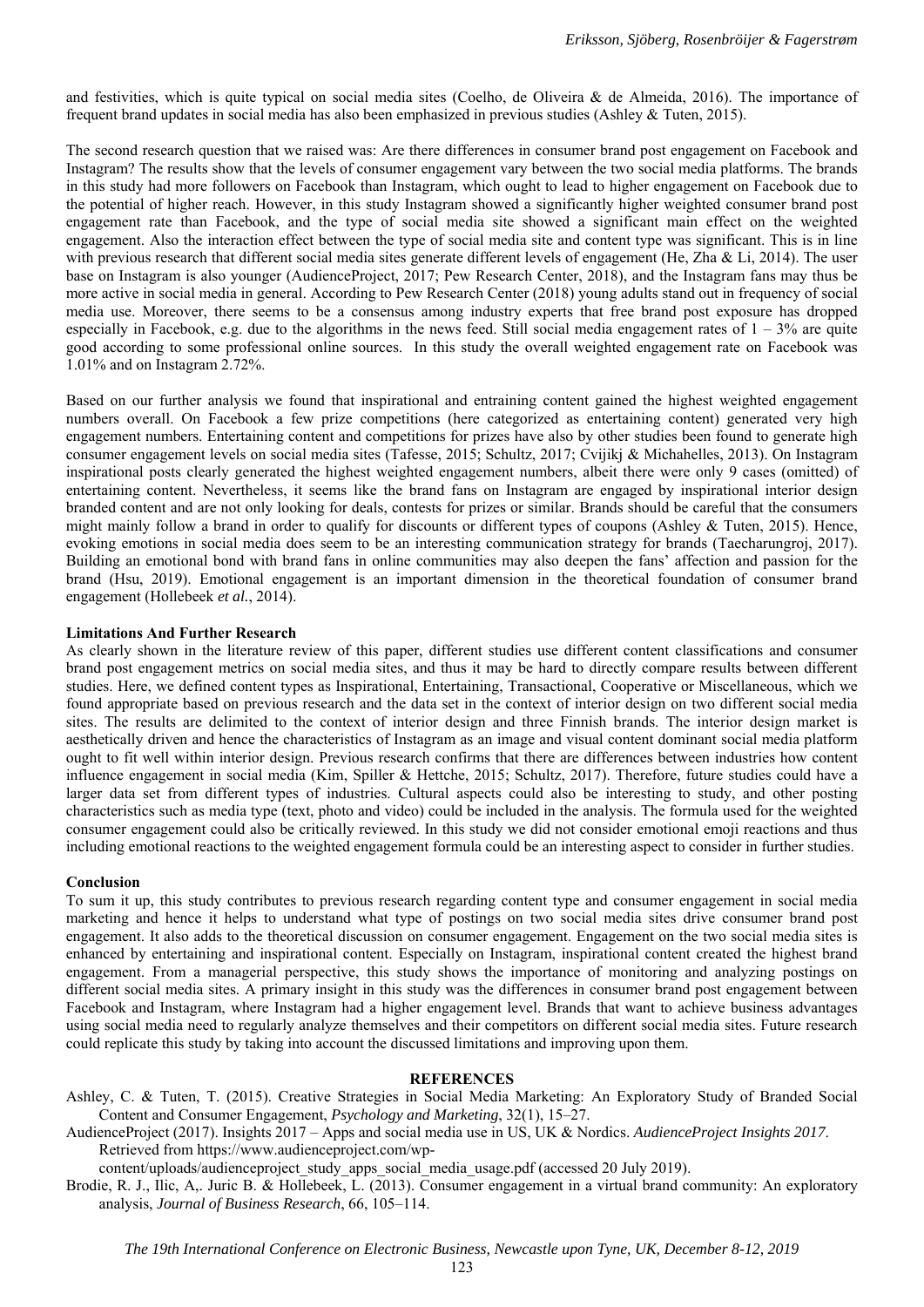and festivities, which is quite typical on social media sites (Coelho, de Oliveira & de Almeida, 2016). The importance of frequent brand updates in social media has also been emphasized in previous studies (Ashley & Tuten, 2015).

The second research question that we raised was: Are there differences in consumer brand post engagement on Facebook and Instagram? The results show that the levels of consumer engagement vary between the two social media platforms. The brands in this study had more followers on Facebook than Instagram, which ought to lead to higher engagement on Facebook due to the potential of higher reach. However, in this study Instagram showed a significantly higher weighted consumer brand post engagement rate than Facebook, and the type of social media site showed a significant main effect on the weighted engagement. Also the interaction effect between the type of social media site and content type was significant. This is in line with previous research that different social media sites generate different levels of engagement (He, Zha & Li, 2014). The user base on Instagram is also younger (AudienceProject, 2017; Pew Research Center, 2018), and the Instagram fans may thus be more active in social media in general. According to Pew Research Center (2018) young adults stand out in frequency of social media use. Moreover, there seems to be a consensus among industry experts that free brand post exposure has dropped especially in Facebook, e.g. due to the algorithms in the news feed. Still social media engagement rates of 1 – 3% are quite good according to some professional online sources. In this study the overall weighted engagement rate on Facebook was 1.01% and on Instagram 2.72%.

Based on our further analysis we found that inspirational and entraining content gained the highest weighted engagement numbers overall. On Facebook a few prize competitions (here categorized as entertaining content) generated very high engagement numbers. Entertaining content and competitions for prizes have also by other studies been found to generate high consumer engagement levels on social media sites (Tafesse, 2015; Schultz, 2017; Cvijikj & Michahelles, 2013). On Instagram inspirational posts clearly generated the highest weighted engagement numbers, albeit there were only 9 cases (omitted) of entertaining content. Nevertheless, it seems like the brand fans on Instagram are engaged by inspirational interior design branded content and are not only looking for deals, contests for prizes or similar. Brands should be careful that the consumers might mainly follow a brand in order to qualify for discounts or different types of coupons (Ashley & Tuten, 2015). Hence, evoking emotions in social media does seem to be an interesting communication strategy for brands (Taecharungroj, 2017). Building an emotional bond with brand fans in online communities may also deepen the fans' affection and passion for the brand (Hsu, 2019). Emotional engagement is an important dimension in the theoretical foundation of consumer brand engagement (Hollebeek *et al.*, 2014).

**Limitations And Further Research**

As clearly shown in the literature review of this paper, different studies use different content classifications and consumer brand post engagement metrics on social media sites, and thus it may be hard to directly compare results between different studies. Here, we defined content types as Inspirational, Entertaining, Transactional, Cooperative or Miscellaneous, which we found appropriate based on previous research and the data set in the context of interior design on two different social media sites. The results are delimited to the context of interior design and three Finnish brands. The interior design market is aesthetically driven and hence the characteristics of Instagram as an image and visual content dominant social media platform ought to fit well within interior design. Previous research confirms that there are differences between industries how content influence engagement in social media (Kim, Spiller & Hettche, 2015; Schultz, 2017). Therefore, future studies could have a larger data set from different types of industries. Cultural aspects could also be interesting to study, and other posting characteristics such as media type (text, photo and video) could be included in the analysis. The formula used for the weighted consumer engagement could also be critically reviewed. In this study we did not consider emotional emoji reactions and thus including emotional reactions to the weighted engagement formula could be an interesting aspect to consider in further studies.

**Conclusion**

To sum it up, this study contributes to previous research regarding content type and consumer engagement in social media marketing and hence it helps to understand what type of postings on two social media sites drive consumer brand post engagement. It also adds to the theoretical discussion on consumer engagement. Engagement on the two social media sites is enhanced by entertaining and inspirational content. Especially on Instagram, inspirational content created the highest brand engagement. From a managerial perspective, this study shows the importance of monitoring and analyzing postings on different social media sites. A primary insight in this study was the differences in consumer brand post engagement between Facebook and Instagram, where Instagram had a higher engagement level. Brands that want to achieve business advantages using social media need to regularly analyze themselves and their competitors on different social media sites. Future research could replicate this study by taking into account the discussed limitations and improving upon them.

## REFERENCES

Ashley, C. & Tuten, T. (2015). Creative Strategies in Social Media Marketing: An Exploratory Study of Branded Social Content and Consumer Engagement, *Psychology and Marketing*, 32(1), 15–27.

AudienceProject (2017). Insights 2017 – Apps and social media use in US, UK & Nordics. *AudienceProject Insights 2017*. Retrieved from https://www.audienceproject.com/wp-content/uploads/audienceproject_study_apps_social_media_usage.pdf (accessed 20 July 2019).

Brodie, R. J., Ilic, A,. Juric B. & Hollebeek, L. (2013). Consumer engagement in a virtual brand community: An exploratory analysis, *Journal of Business Research*, 66, 105–114.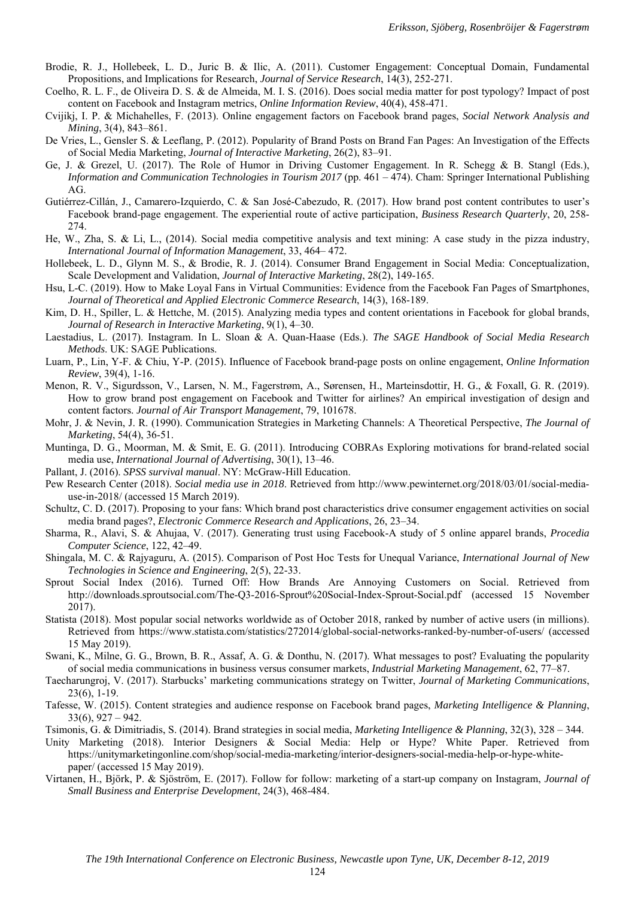Brodie, R. J., Hollebeek, L. D., Juric B. & Ilic, A. (2011). Customer Engagement: Conceptual Domain, Fundamental Propositions, and Implications for Research, *Journal of Service Research*, 14(3), 252-271.

Coelho, R. L. F., de Oliveira D. S. & de Almeida, M. I. S. (2016). Does social media matter for post typology? Impact of post content on Facebook and Instagram metrics, *Online Information Review*, 40(4), 458-471.

Cvijikj, I. P. & Michahelles, F. (2013). Online engagement factors on Facebook brand pages, *Social Network Analysis and Mining*, 3(4), 843–861.

De Vries, L., Gensler S. & Leeflang, P. (2012). Popularity of Brand Posts on Brand Fan Pages: An Investigation of the Effects of Social Media Marketing, *Journal of Interactive Marketing*, 26(2), 83–91.

Ge, J. & Grezel, U. (2017). The Role of Humor in Driving Customer Engagement. In R. Schegg & B. Stangl (Eds.), *Information and Communication Technologies in Tourism 2017* (pp. 461 – 474). Cham: Springer International Publishing AG.

Gutiérrez-Cillán, J., Camarero-Izquierdo, C. & San José-Cabezudo, R. (2017). How brand post content contributes to user's Facebook brand-page engagement. The experiential route of active participation, *Business Research Quarterly*, 20, 258-274.

He, W., Zha, S. & Li, L., (2014). Social media competitive analysis and text mining: A case study in the pizza industry, *International Journal of Information Management*, 33, 464– 472.

Hollebeek, L. D., Glynn M. S., & Brodie, R. J. (2014). Consumer Brand Engagement in Social Media: Conceptualization, Scale Development and Validation, *Journal of Interactive Marketing*, 28(2), 149-165.

Hsu, L-C. (2019). How to Make Loyal Fans in Virtual Communities: Evidence from the Facebook Fan Pages of Smartphones, *Journal of Theoretical and Applied Electronic Commerce Research*, 14(3), 168-189.

Kim, D. H., Spiller, L. & Hettche, M. (2015). Analyzing media types and content orientations in Facebook for global brands, *Journal of Research in Interactive Marketing*, 9(1), 4–30.

Laestadius, L. (2017). Instagram. In L. Sloan & A. Quan-Haase (Eds.). *The SAGE Handbook of Social Media Research Methods*. UK: SAGE Publications.

Luarn, P., Lin, Y-F. & Chiu, Y-P. (2015). Influence of Facebook brand-page posts on online engagement, *Online Information Review*, 39(4), 1-16.

Menon, R. V., Sigurdsson, V., Larsen, N. M., Fagerstrøm, A., Sørensen, H., Marteinsdottir, H. G., & Foxall, G. R. (2019). How to grow brand post engagement on Facebook and Twitter for airlines? An empirical investigation of design and content factors. *Journal of Air Transport Management*, 79, 101678.

Mohr, J. & Nevin, J. R. (1990). Communication Strategies in Marketing Channels: A Theoretical Perspective, *The Journal of Marketing*, 54(4), 36-51.

Muntinga, D. G., Moorman, M. & Smit, E. G. (2011). Introducing COBRAs Exploring motivations for brand-related social media use, *International Journal of Advertising*, 30(1), 13–46.

Pallant, J. (2016). *SPSS survival manual*. NY: McGraw-Hill Education.

Pew Research Center (2018). *Social media use in 2018*. Retrieved from http://www.pewinternet.org/2018/03/01/social-media-use-in-2018/ (accessed 15 March 2019).

Schultz, C. D. (2017). Proposing to your fans: Which brand post characteristics drive consumer engagement activities on social media brand pages?, *Electronic Commerce Research and Applications*, 26, 23–34.

Sharma, R., Alavi, S. & Ahujaa, V. (2017). Generating trust using Facebook-A study of 5 online apparel brands, *Procedia Computer Science*, 122, 42–49.

Shingala, M. C. & Rajyaguru, A. (2015). Comparison of Post Hoc Tests for Unequal Variance, *International Journal of New Technologies in Science and Engineering*, 2(5), 22-33.

Sprout Social Index (2016). Turned Off: How Brands Are Annoying Customers on Social. Retrieved from http://downloads.sproutsocial.com/The-Q3-2016-Sprout%20Social-Index-Sprout-Social.pdf (accessed 15 November 2017).

Statista (2018). Most popular social networks worldwide as of October 2018, ranked by number of active users (in millions). Retrieved from https://www.statista.com/statistics/272014/global-social-networks-ranked-by-number-of-users/ (accessed 15 May 2019).

Swani, K., Milne, G. G., Brown, B. R., Assaf, A. G. & Donthu, N. (2017). What messages to post? Evaluating the popularity of social media communications in business versus consumer markets, *Industrial Marketing Management*, 62, 77–87.

Taecharungroj, V. (2017). Starbucks' marketing communications strategy on Twitter, *Journal of Marketing Communications*, 23(6), 1-19.

Tafesse, W. (2015). Content strategies and audience response on Facebook brand pages, *Marketing Intelligence & Planning*, 33(6), 927 – 942.

Tsimonis, G. & Dimitriadis, S. (2014). Brand strategies in social media, *Marketing Intelligence & Planning*, 32(3), 328 – 344.

Unity Marketing (2018). Interior Designers & Social Media: Help or Hype? White Paper. Retrieved from https://unitymarketingonline.com/shop/social-media-marketing/interior-designers-social-media-help-or-hype-white-paper/ (accessed 15 May 2019).

Virtanen, H., Björk, P. & Sjöström, E. (2017). Follow for follow: marketing of a start-up company on Instagram, *Journal of Small Business and Enterprise Development*, 24(3), 468-484.